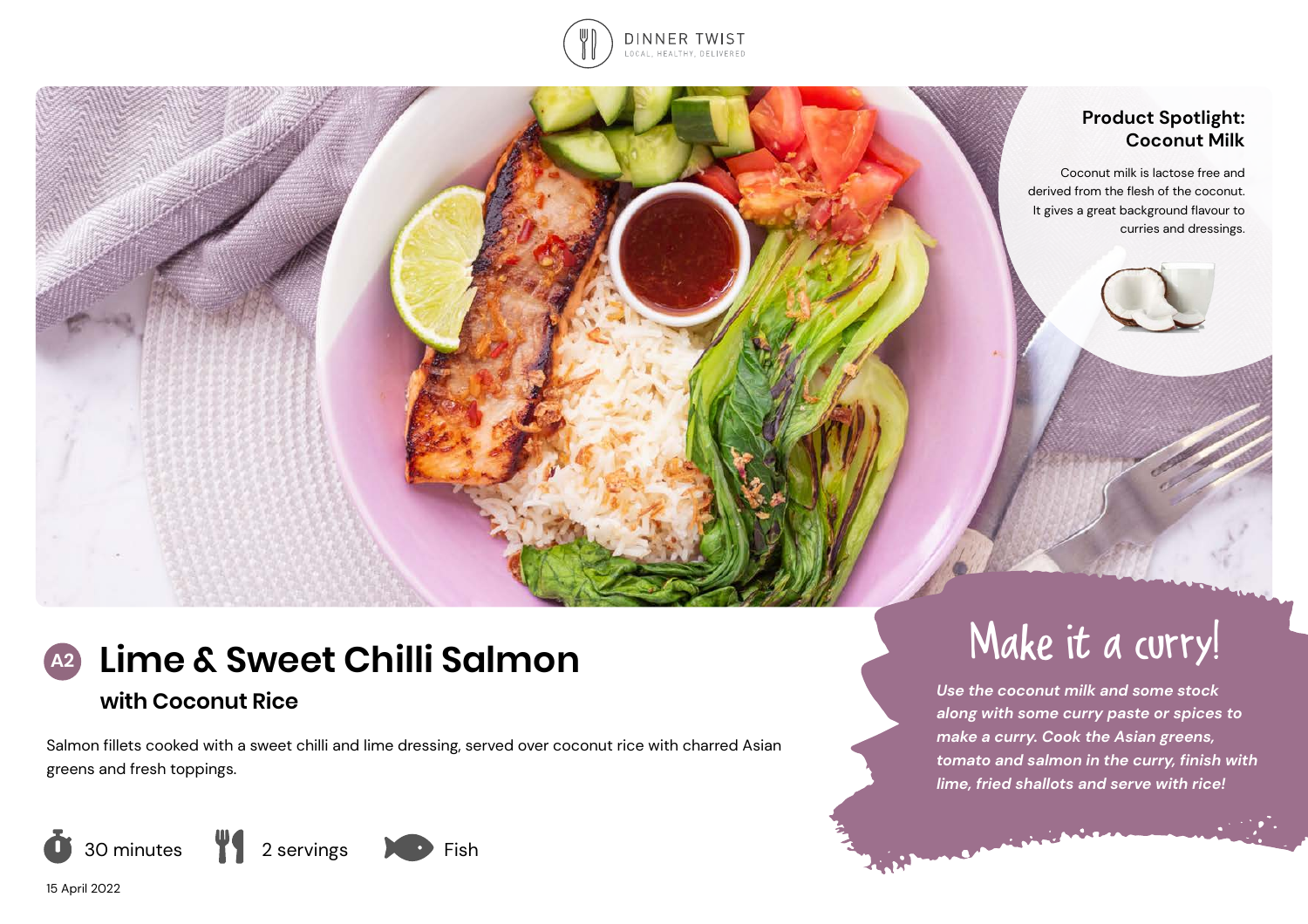DINNER TWIST

LOCAL, HEALTHY, DELIVERED

### Product Spotlight: Coconut Milk

Coconut milk is lactose free and derived from the flesh of the coconut. It gives a great background flavour to curries and dressings.

# A2 Lime & Sweet Chilli Salmon

## with Coconut Rice

Salmon fillets cooked with a sweet chilli and lime dressing, served over coconut rice with charred Asian greens and fresh toppings.

30 minutes | 2 servings | Fish

15 April 2022

## Make it a curry!

*Use the coconut milk and some stock along with some curry paste or spices to make a curry. Cook the Asian greens, tomato and salmon in the curry, finish with lime, fried shallots and serve with rice!*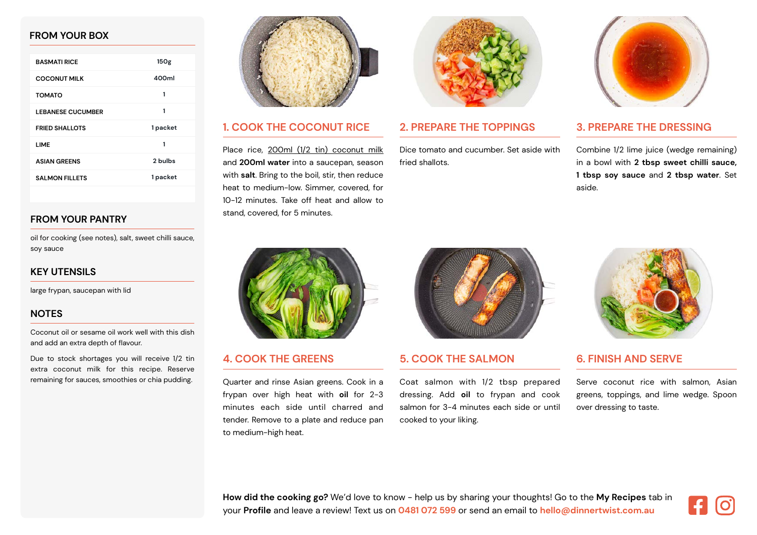## FROM YOUR BOX

| | |
|---|---|
| BASMATI RICE | 150g |
| COCONUT MILK | 400ml |
| TOMATO | 1 |
| LEBANESE CUCUMBER | 1 |
| FRIED SHALLOTS | 1 packet |
| LIME | 1 |
| ASIAN GREENS | 2 bulbs |
| SALMON FILLETS | 1 packet |

## FROM YOUR PANTRY

oil for cooking (see notes), salt, sweet chilli sauce, soy sauce

## KEY UTENSILS

large frypan, saucepan with lid

## NOTES

Coconut oil or sesame oil work well with this dish and add an extra depth of flavour.

Due to stock shortages you will receive 1/2 tin extra coconut milk for this recipe. Reserve remaining for sauces, smoothies or chia pudding.

## 1. COOK THE COCONUT RICE

Place rice, 200ml (1/2 tin) coconut milk and **200ml water** into a saucepan, season with **salt**. Bring to the boil, stir, then reduce heat to medium-low. Simmer, covered, for 10-12 minutes. Take off heat and allow to stand, covered, for 5 minutes.

## 2. PREPARE THE TOPPINGS

Dice tomato and cucumber. Set aside with fried shallots.

## 3. PREPARE THE DRESSING

Combine 1/2 lime juice (wedge remaining) in a bowl with **2 tbsp sweet chilli sauce, 1 tbsp soy sauce** and **2 tbsp water**. Set aside.

## 4. COOK THE GREENS

Quarter and rinse Asian greens. Cook in a frypan over high heat with **oil** for 2-3 minutes each side until charred and tender. Remove to a plate and reduce pan to medium-high heat.

## 5. COOK THE SALMON

Coat salmon with 1/2 tbsp prepared dressing. Add **oil** to frypan and cook salmon for 3-4 minutes each side or until cooked to your liking.

## 6. FINISH AND SERVE

Serve coconut rice with salmon, Asian greens, toppings, and lime wedge. Spoon over dressing to taste.

**How did the cooking go?** We'd love to know - help us by sharing your thoughts! Go to the **My Recipes** tab in your **Profile** and leave a review! Text us on 0481 072 599 or send an email to hello@dinnertwist.com.au